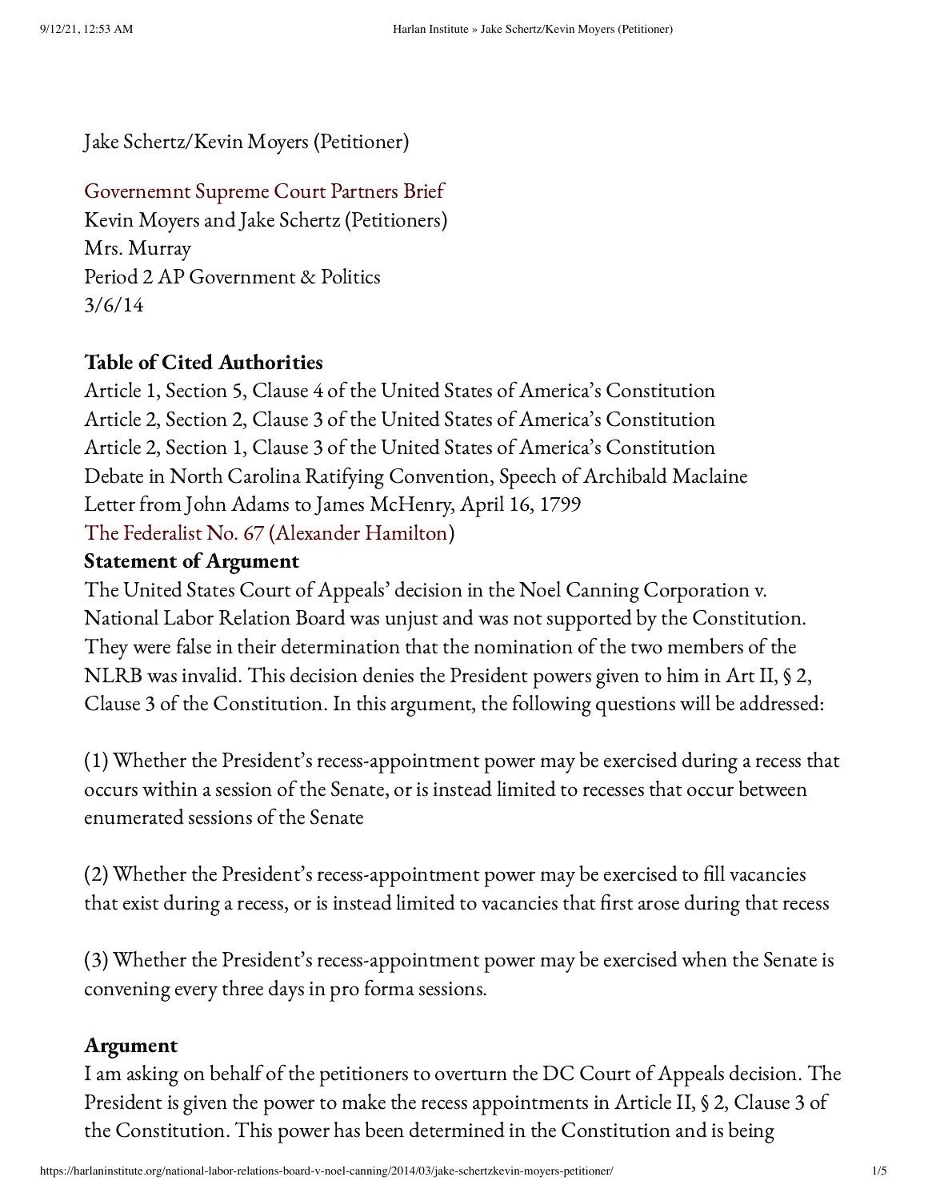Jake Schertz/Kevin Moyers (Petitioner)

Governemnt Supreme Court Partners Brief
Kevin Moyers and Jake Schertz (Petitioners)
Mrs. Murray
Period 2 AP Government & Politics
3/6/14

**Table of Cited Authorities**
Article 1, Section 5, Clause 4 of the United States of America's Constitution
Article 2, Section 2, Clause 3 of the United States of America's Constitution
Article 2, Section 1, Clause 3 of the United States of America's Constitution
Debate in North Carolina Ratifying Convention, Speech of Archibald Maclaine
Letter from John Adams to James McHenry, April 16, 1799
The Federalist No. 67 (Alexander Hamilton)

**Statement of Argument**
The United States Court of Appeals' decision in the Noel Canning Corporation v. National Labor Relation Board was unjust and was not supported by the Constitution. They were false in their determination that the nomination of the two members of the NLRB was invalid. This decision denies the President powers given to him in Art II, § 2, Clause 3 of the Constitution. In this argument, the following questions will be addressed:

(1) Whether the President's recess-appointment power may be exercised during a recess that occurs within a session of the Senate, or is instead limited to recesses that occur between enumerated sessions of the Senate

(2) Whether the President's recess-appointment power may be exercised to fill vacancies that exist during a recess, or is instead limited to vacancies that first arose during that recess

(3) Whether the President's recess-appointment power may be exercised when the Senate is convening every three days in pro forma sessions.

**Argument**
I am asking on behalf of the petitioners to overturn the DC Court of Appeals decision. The President is given the power to make the recess appointments in Article II, § 2, Clause 3 of the Constitution. This power has been determined in the Constitution and is being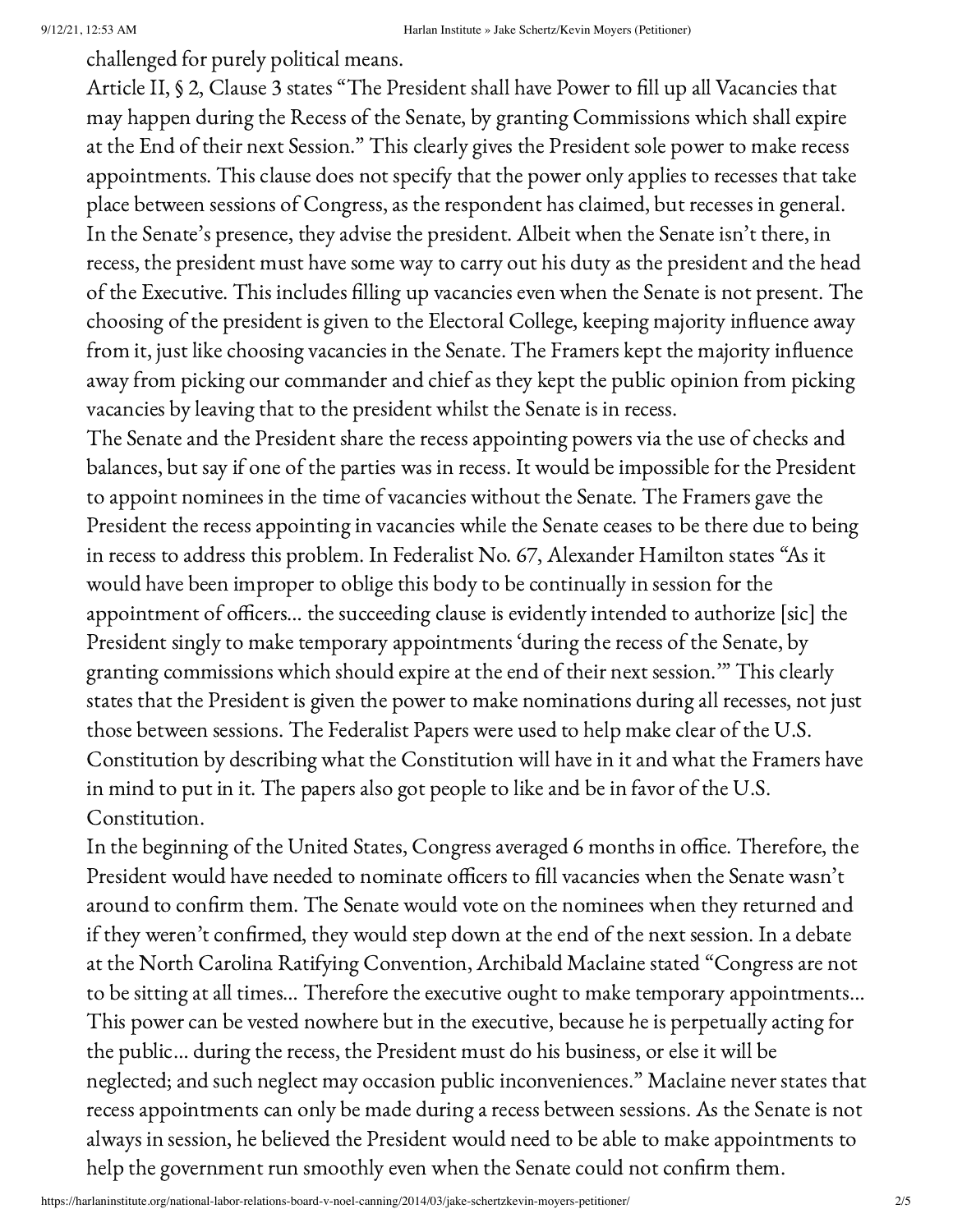challenged for purely political means.

Article II, § 2, Clause 3 states "The President shall have Power to fill up all Vacancies that may happen during the Recess of the Senate, by granting Commissions which shall expire at the End of their next Session." This clearly gives the President sole power to make recess appointments. This clause does not specify that the power only applies to recesses that take place between sessions of Congress, as the respondent has claimed, but recesses in general. In the Senate's presence, they advise the president. Albeit when the Senate isn't there, in recess, the president must have some way to carry out his duty as the president and the head of the Executive. This includes filling up vacancies even when the Senate is not present. The choosing of the president is given to the Electoral College, keeping majority influence away from it, just like choosing vacancies in the Senate. The Framers kept the majority influence away from picking our commander and chief as they kept the public opinion from picking vacancies by leaving that to the president whilst the Senate is in recess.

The Senate and the President share the recess appointing powers via the use of checks and balances, but say if one of the parties was in recess. It would be impossible for the President to appoint nominees in the time of vacancies without the Senate. The Framers gave the President the recess appointing in vacancies while the Senate ceases to be there due to being in recess to address this problem. In Federalist No. 67, Alexander Hamilton states "As it would have been improper to oblige this body to be continually in session for the appointment of officers… the succeeding clause is evidently intended to authorize [sic] the President singly to make temporary appointments 'during the recess of the Senate, by granting commissions which should expire at the end of their next session.'" This clearly states that the President is given the power to make nominations during all recesses, not just those between sessions. The Federalist Papers were used to help make clear of the U.S. Constitution by describing what the Constitution will have in it and what the Framers have in mind to put in it. The papers also got people to like and be in favor of the U.S. Constitution.

In the beginning of the United States, Congress averaged 6 months in office. Therefore, the President would have needed to nominate officers to fill vacancies when the Senate wasn't around to confirm them. The Senate would vote on the nominees when they returned and if they weren't confirmed, they would step down at the end of the next session. In a debate at the North Carolina Ratifying Convention, Archibald Maclaine stated "Congress are not to be sitting at all times… Therefore the executive ought to make temporary appointments… This power can be vested nowhere but in the executive, because he is perpetually acting for the public… during the recess, the President must do his business, or else it will be neglected; and such neglect may occasion public inconveniences." Maclaine never states that recess appointments can only be made during a recess between sessions. As the Senate is not always in session, he believed the President would need to be able to make appointments to help the government run smoothly even when the Senate could not confirm them.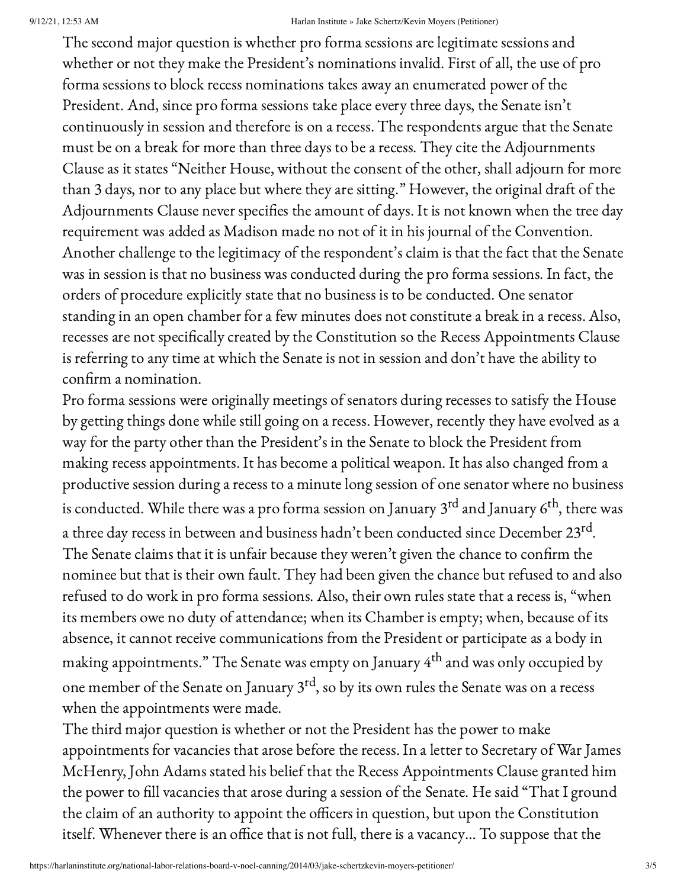The second major question is whether pro forma sessions are legitimate sessions and whether or not they make the President's nominations invalid. First of all, the use of pro forma sessions to block recess nominations takes away an enumerated power of the President. And, since pro forma sessions take place every three days, the Senate isn't continuously in session and therefore is on a recess. The respondents argue that the Senate must be on a break for more than three days to be a recess. They cite the Adjournments Clause as it states "Neither House, without the consent of the other, shall adjourn for more than 3 days, nor to any place but where they are sitting." However, the original draft of the Adjournments Clause never specifies the amount of days. It is not known when the tree day requirement was added as Madison made no not of it in his journal of the Convention. Another challenge to the legitimacy of the respondent's claim is that the fact that the Senate was in session is that no business was conducted during the pro forma sessions. In fact, the orders of procedure explicitly state that no business is to be conducted. One senator standing in an open chamber for a few minutes does not constitute a break in a recess. Also, recesses are not specifically created by the Constitution so the Recess Appointments Clause is referring to any time at which the Senate is not in session and don't have the ability to confirm a nomination.

Pro forma sessions were originally meetings of senators during recesses to satisfy the House by getting things done while still going on a recess. However, recently they have evolved as a way for the party other than the President's in the Senate to block the President from making recess appointments. It has become a political weapon. It has also changed from a productive session during a recess to a minute long session of one senator where no business is conducted. While there was a pro forma session on January 3rd and January 6th, there was a three day recess in between and business hadn't been conducted since December 23rd. The Senate claims that it is unfair because they weren't given the chance to confirm the nominee but that is their own fault. They had been given the chance but refused to and also refused to do work in pro forma sessions. Also, their own rules state that a recess is, "when its members owe no duty of attendance; when its Chamber is empty; when, because of its absence, it cannot receive communications from the President or participate as a body in making appointments." The Senate was empty on January 4th and was only occupied by one member of the Senate on January 3rd, so by its own rules the Senate was on a recess when the appointments were made.

The third major question is whether or not the President has the power to make appointments for vacancies that arose before the recess. In a letter to Secretary of War James McHenry, John Adams stated his belief that the Recess Appointments Clause granted him the power to fill vacancies that arose during a session of the Senate. He said "That I ground the claim of an authority to appoint the officers in question, but upon the Constitution itself. Whenever there is an office that is not full, there is a vacancy… To suppose that the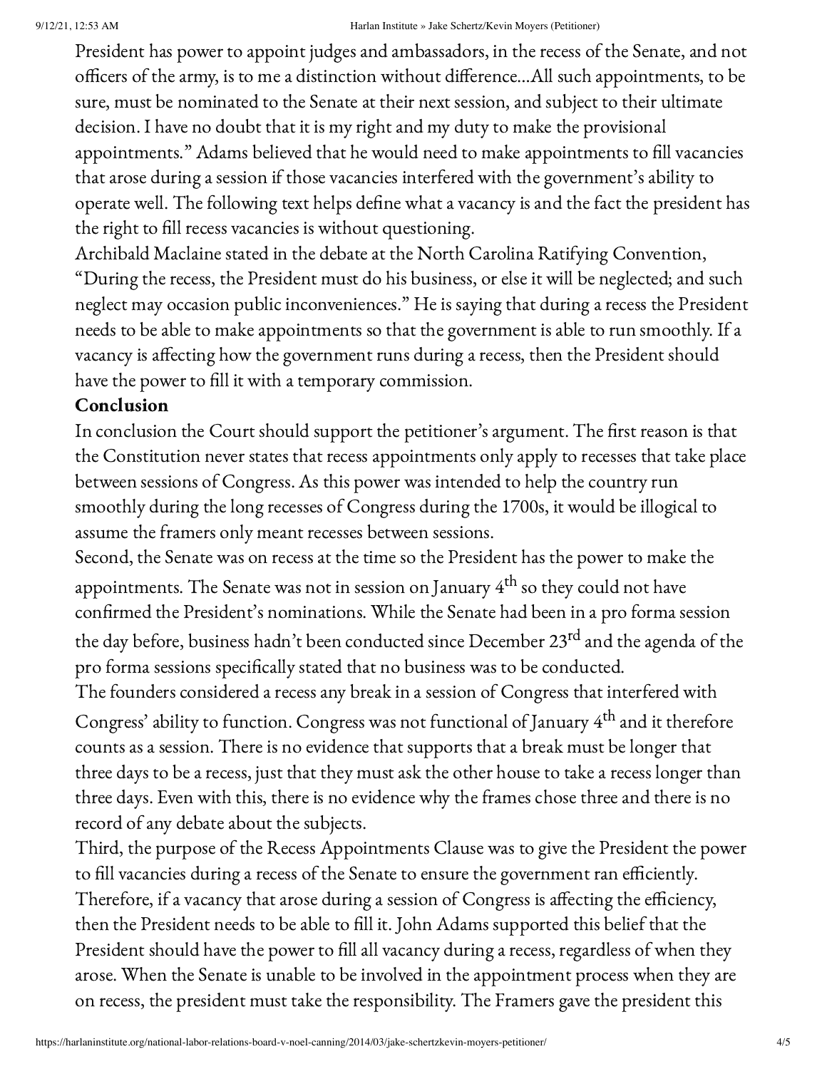President has power to appoint judges and ambassadors, in the recess of the Senate, and not officers of the army, is to me a distinction without difference…All such appointments, to be sure, must be nominated to the Senate at their next session, and subject to their ultimate decision. I have no doubt that it is my right and my duty to make the provisional appointments." Adams believed that he would need to make appointments to fill vacancies that arose during a session if those vacancies interfered with the government's ability to operate well. The following text helps define what a vacancy is and the fact the president has the right to fill recess vacancies is without questioning.

Archibald Maclaine stated in the debate at the North Carolina Ratifying Convention, "During the recess, the President must do his business, or else it will be neglected; and such neglect may occasion public inconveniences." He is saying that during a recess the President needs to be able to make appointments so that the government is able to run smoothly. If a vacancy is affecting how the government runs during a recess, then the President should have the power to fill it with a temporary commission.

**Conclusion**

In conclusion the Court should support the petitioner's argument. The first reason is that the Constitution never states that recess appointments only apply to recesses that take place between sessions of Congress. As this power was intended to help the country run smoothly during the long recesses of Congress during the 1700s, it would be illogical to assume the framers only meant recesses between sessions.

Second, the Senate was on recess at the time so the President has the power to make the appointments. The Senate was not in session on January 4th so they could not have confirmed the President's nominations. While the Senate had been in a pro forma session the day before, business hadn't been conducted since December 23rd and the agenda of the pro forma sessions specifically stated that no business was to be conducted.

The founders considered a recess any break in a session of Congress that interfered with Congress' ability to function. Congress was not functional of January 4th and it therefore counts as a session. There is no evidence that supports that a break must be longer that three days to be a recess, just that they must ask the other house to take a recess longer than three days. Even with this, there is no evidence why the frames chose three and there is no record of any debate about the subjects.

Third, the purpose of the Recess Appointments Clause was to give the President the power to fill vacancies during a recess of the Senate to ensure the government ran efficiently. Therefore, if a vacancy that arose during a session of Congress is affecting the efficiency, then the President needs to be able to fill it. John Adams supported this belief that the President should have the power to fill all vacancy during a recess, regardless of when they arose. When the Senate is unable to be involved in the appointment process when they are on recess, the president must take the responsibility. The Framers gave the president this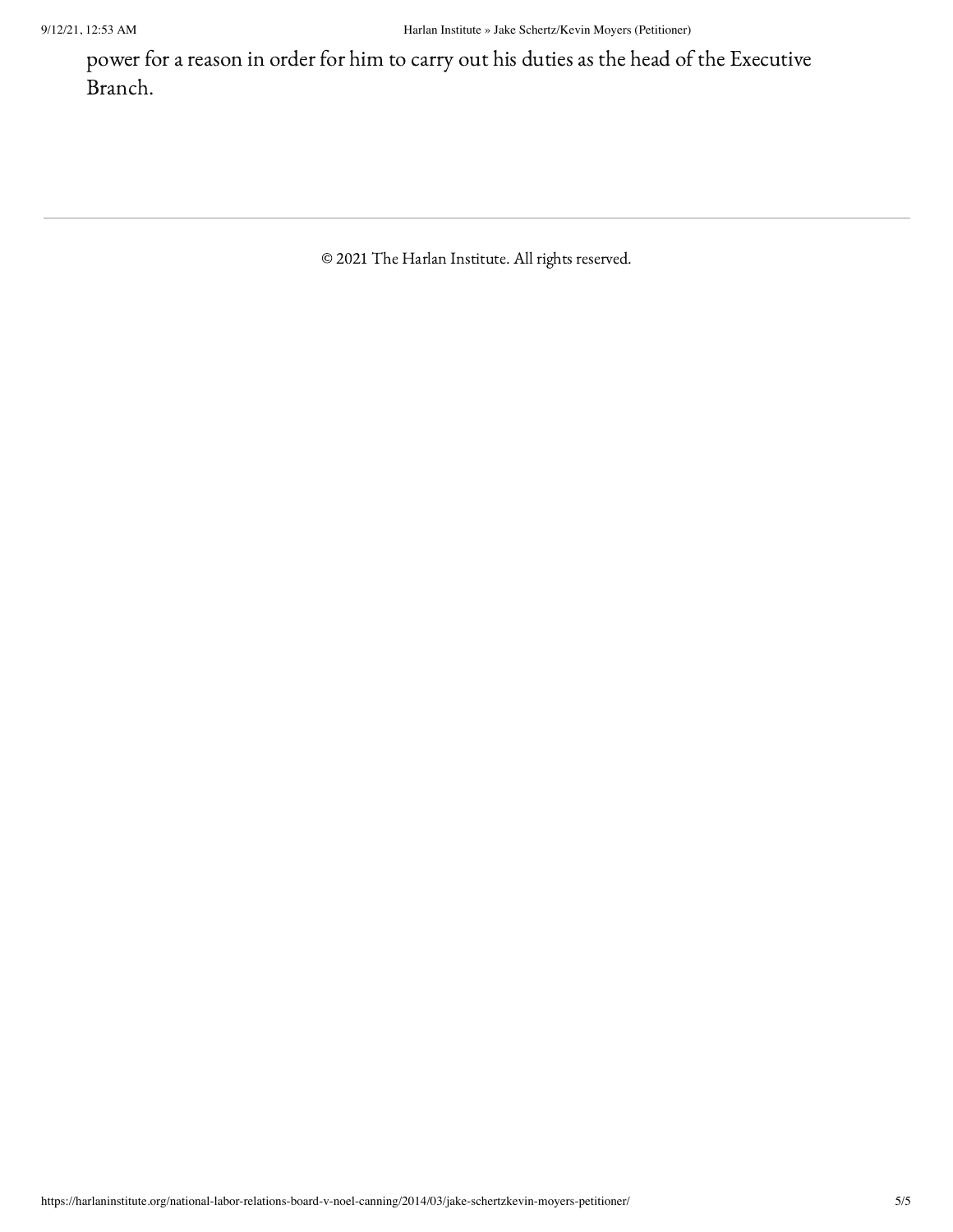power for a reason in order for him to carry out his duties as the head of the Executive Branch.

---

© 2021 The Harlan Institute. All rights reserved.